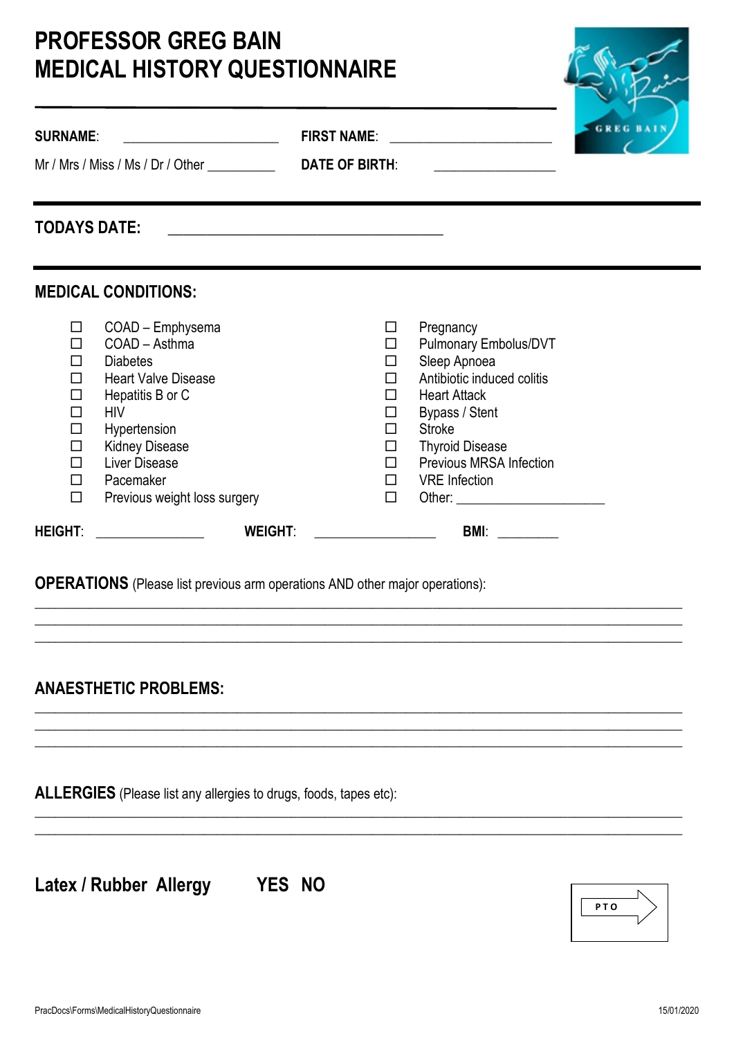# PROFESSOR GREG BAIN
# MEDICAL HISTORY QUESTIONNAIRE

**SURNAME**: ______________________ **FIRST NAME**: ______________________

Mr / Mrs / Miss / Ms / Dr / Other _________ **DATE OF BIRTH**: _________________

**TODAYS DATE**: ____________________________________

## MEDICAL CONDITIONS:

- ☐ COAD – Emphysema
- ☐ COAD – Asthma
- ☐ Diabetes
- ☐ Heart Valve Disease
- ☐ Hepatitis B or C
- ☐ HIV
- ☐ Hypertension
- ☐ Kidney Disease
- ☐ Liver Disease
- ☐ Pacemaker
- ☐ Previous weight loss surgery
- ☐ Pregnancy
- ☐ Pulmonary Embolus/DVT
- ☐ Sleep Apnoea
- ☐ Antibiotic induced colitis
- ☐ Heart Attack
- ☐ Bypass / Stent
- ☐ Stroke
- ☐ Thyroid Disease
- ☐ Previous MRSA Infection
- ☐ VRE Infection
- ☐ Other: ____________________

**HEIGHT**: _______________ **WEIGHT**: _________________ **BMI**: ________

**OPERATIONS** (Please list previous arm operations AND other major operations):

________________________________________________________________________________
________________________________________________________________________________
________________________________________________________________________________

## ANAESTHETIC PROBLEMS:

________________________________________________________________________________
________________________________________________________________________________
________________________________________________________________________________

**ALLERGIES** (Please list any allergies to drugs, foods, tapes etc):

________________________________________________________________________________
________________________________________________________________________________

**Latex / Rubber Allergy** **YES NO**

PTO

PracDocs\Forms\MedicalHistoryQuestionnaire 15/01/2020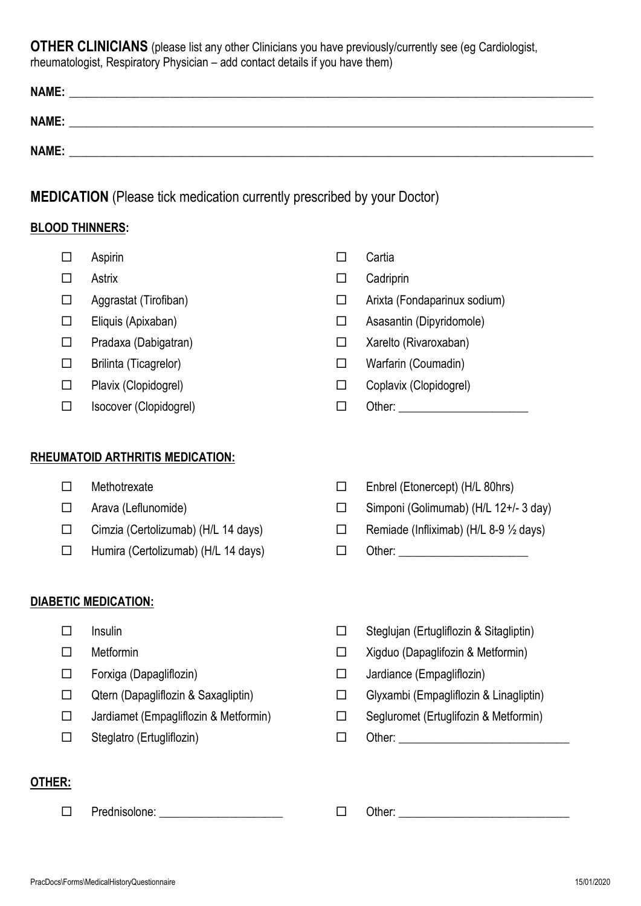**OTHER CLINICIANS** (please list any other Clinicians you have previously/currently see (eg Cardiologist, rheumatologist, Respiratory Physician – add contact details if you have them)

**NAME:** ______________________________________________

**NAME:** ______________________________________________

**NAME:** ______________________________________________

## MEDICATION (Please tick medication currently prescribed by your Doctor)

### BLOOD THINNERS:

- ☐ Aspirin
- ☐ Astrix
- ☐ Aggrastat (Tirofiban)
- ☐ Eliquis (Apixaban)
- ☐ Pradaxa (Dabigatran)
- ☐ Brilinta (Ticagrelor)
- ☐ Plavix (Clopidogrel)
- ☐ Isocover (Clopidogrel)
- ☐ Cartia
- ☐ Cadriprin
- ☐ Arixta (Fondaparinux sodium)
- ☐ Asasantin (Dipyridomole)
- ☐ Xarelto (Rivaroxaban)
- ☐ Warfarin (Coumadin)
- ☐ Coplavix (Clopidogrel)
- ☐ Other: ______________________

### RHEUMATOID ARTHRITIS MEDICATION:

- ☐ Methotrexate
- ☐ Arava (Leflunomide)
- ☐ Cimzia (Certolizumab) (H/L 14 days)
- ☐ Humira (Certolizumab) (H/L 14 days)
- ☐ Enbrel (Etonercept) (H/L 80hrs)
- ☐ Simponi (Golimumab) (H/L 12+/- 3 day)
- ☐ Remiade (Infliximab) (H/L 8-9 ½ days)
- ☐ Other: ______________________

### DIABETIC MEDICATION:

- ☐ Insulin
- ☐ Metformin
- ☐ Forxiga (Dapagliflozin)
- ☐ Qtern (Dapagliflozin & Saxagliptin)
- ☐ Jardiamet (Empagliflozin & Metformin)
- ☐ Steglatro (Ertugliflozin)
- ☐ Steglujan (Ertugliflozin & Sitagliptin)
- ☐ Xigduo (Dapaglifozin & Metformin)
- ☐ Jardiance (Empagliflozin)
- ☐ Glyxambi (Empagliflozin & Linagliptin)
- ☐ Segluromet (Ertuglifozin & Metformin)
- ☐ Other: ______________________________

### OTHER:

- ☐ Prednisolone: ______________________
- ☐ Other: ______________________________